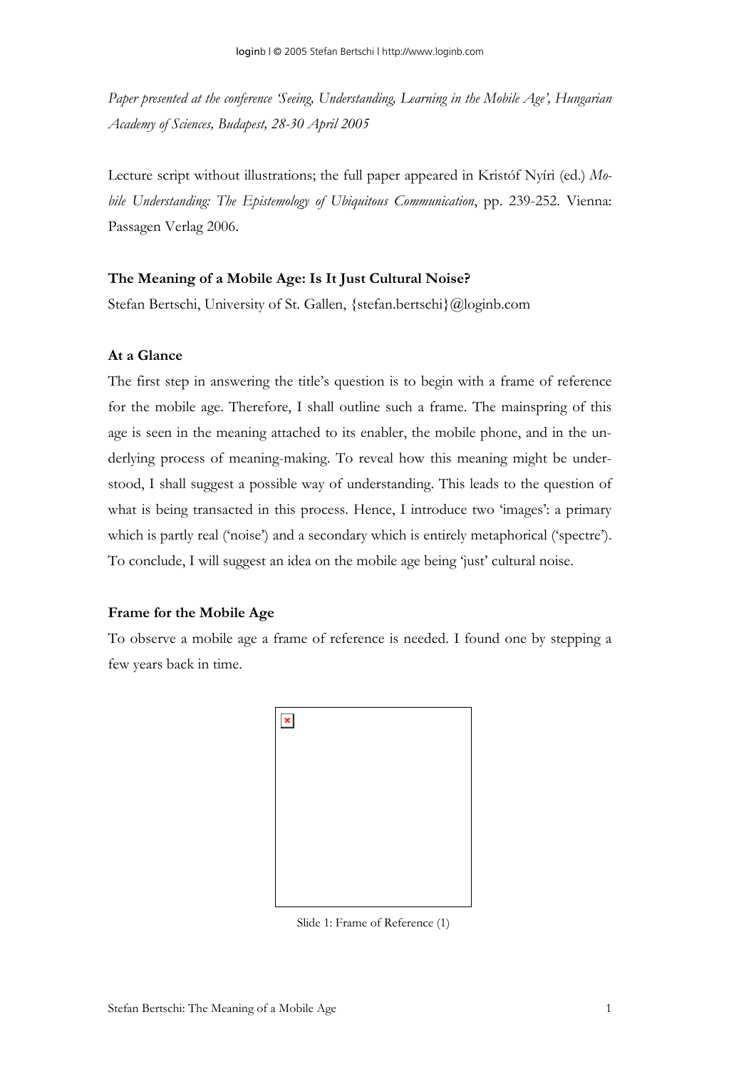*Paper presented at the conference 'Seeing, Understanding, Learning in the Mobile Age', Hungarian Academy of Sciences, Budapest, 28-30 April 2005*

Lecture script without illustrations; the full paper appeared in Kristóf Nyíri (ed.) *Mobile Understanding: The Epistemology of Ubiquitous Communication*, pp. 239-252. Vienna: Passagen Verlag 2006.

## The Meaning of a Mobile Age: Is It Just Cultural Noise?

Stefan Bertschi, University of St. Gallen, {stefan.bertschi}@loginb.com

### At a Glance

The first step in answering the title's question is to begin with a frame of reference for the mobile age. Therefore, I shall outline such a frame. The mainspring of this age is seen in the meaning attached to its enabler, the mobile phone, and in the underlying process of meaning-making. To reveal how this meaning might be understood, I shall suggest a possible way of understanding. This leads to the question of what is being transacted in this process. Hence, I introduce two 'images': a primary which is partly real ('noise') and a secondary which is entirely metaphorical ('spectre'). To conclude, I will suggest an idea on the mobile age being 'just' cultural noise.

### Frame for the Mobile Age

To observe a mobile age a frame of reference is needed. I found one by stepping a few years back in time.

Slide 1: Frame of Reference (1)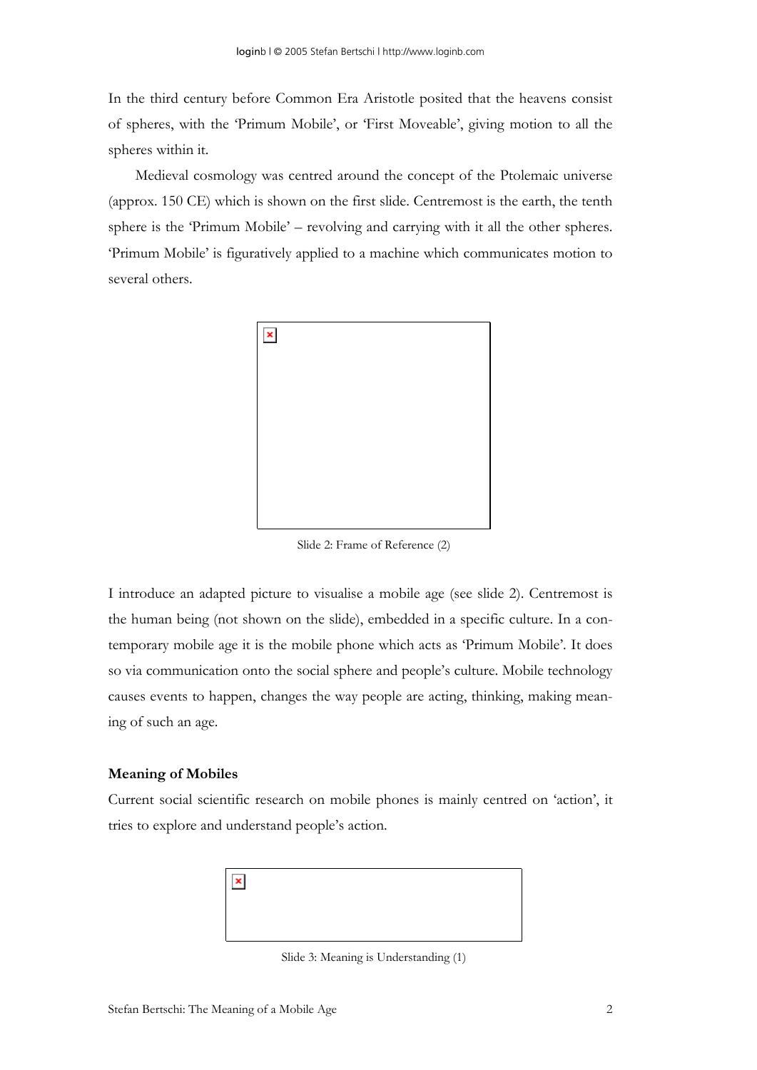In the third century before Common Era Aristotle posited that the heavens consist of spheres, with the 'Primum Mobile', or 'First Moveable', giving motion to all the spheres within it.

Medieval cosmology was centred around the concept of the Ptolemaic universe (approx. 150 CE) which is shown on the first slide. Centremost is the earth, the tenth sphere is the 'Primum Mobile' – revolving and carrying with it all the other spheres. 'Primum Mobile' is figuratively applied to a machine which communicates motion to several others.

Slide 2: Frame of Reference (2)

I introduce an adapted picture to visualise a mobile age (see slide 2). Centremost is the human being (not shown on the slide), embedded in a specific culture. In a contemporary mobile age it is the mobile phone which acts as 'Primum Mobile'. It does so via communication onto the social sphere and people's culture. Mobile technology causes events to happen, changes the way people are acting, thinking, making meaning of such an age.

**Meaning of Mobiles**

Current social scientific research on mobile phones is mainly centred on 'action', it tries to explore and understand people's action.

Slide 3: Meaning is Understanding (1)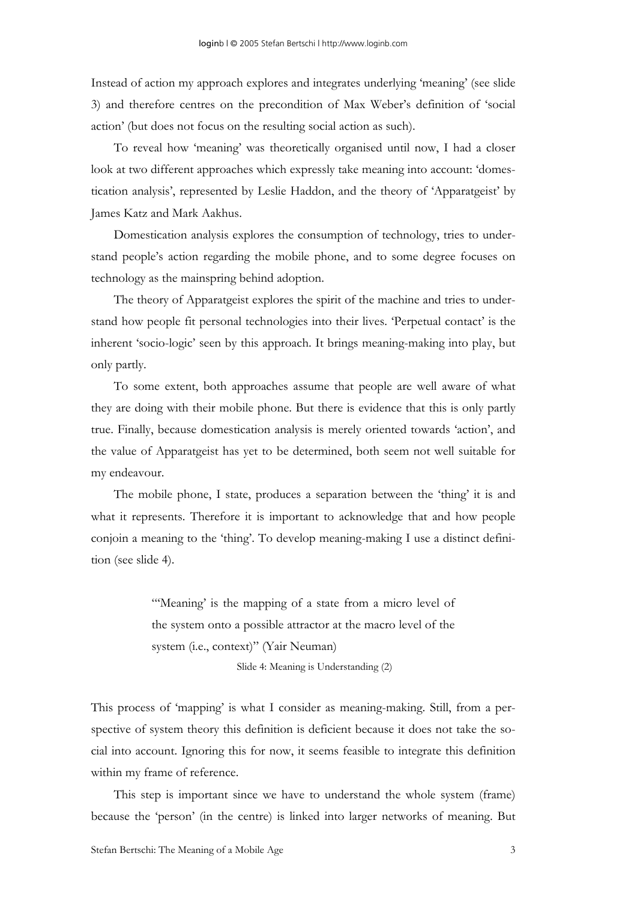Instead of action my approach explores and integrates underlying 'meaning' (see slide 3) and therefore centres on the precondition of Max Weber's definition of 'social action' (but does not focus on the resulting social action as such).

To reveal how 'meaning' was theoretically organised until now, I had a closer look at two different approaches which expressly take meaning into account: 'domestication analysis', represented by Leslie Haddon, and the theory of 'Apparatgeist' by James Katz and Mark Aakhus.

Domestication analysis explores the consumption of technology, tries to understand people's action regarding the mobile phone, and to some degree focuses on technology as the mainspring behind adoption.

The theory of Apparatgeist explores the spirit of the machine and tries to understand how people fit personal technologies into their lives. 'Perpetual contact' is the inherent 'socio-logic' seen by this approach. It brings meaning-making into play, but only partly.

To some extent, both approaches assume that people are well aware of what they are doing with their mobile phone. But there is evidence that this is only partly true. Finally, because domestication analysis is merely oriented towards 'action', and the value of Apparatgeist has yet to be determined, both seem not well suitable for my endeavour.

The mobile phone, I state, produces a separation between the 'thing' it is and what it represents. Therefore it is important to acknowledge that and how people conjoin a meaning to the 'thing'. To develop meaning-making I use a distinct definition (see slide 4).

> "'Meaning' is the mapping of a state from a micro level of the system onto a possible attractor at the macro level of the system (i.e., context)" (Yair Neuman)

Slide 4: Meaning is Understanding (2)

This process of 'mapping' is what I consider as meaning-making. Still, from a perspective of system theory this definition is deficient because it does not take the social into account. Ignoring this for now, it seems feasible to integrate this definition within my frame of reference.

This step is important since we have to understand the whole system (frame) because the 'person' (in the centre) is linked into larger networks of meaning. But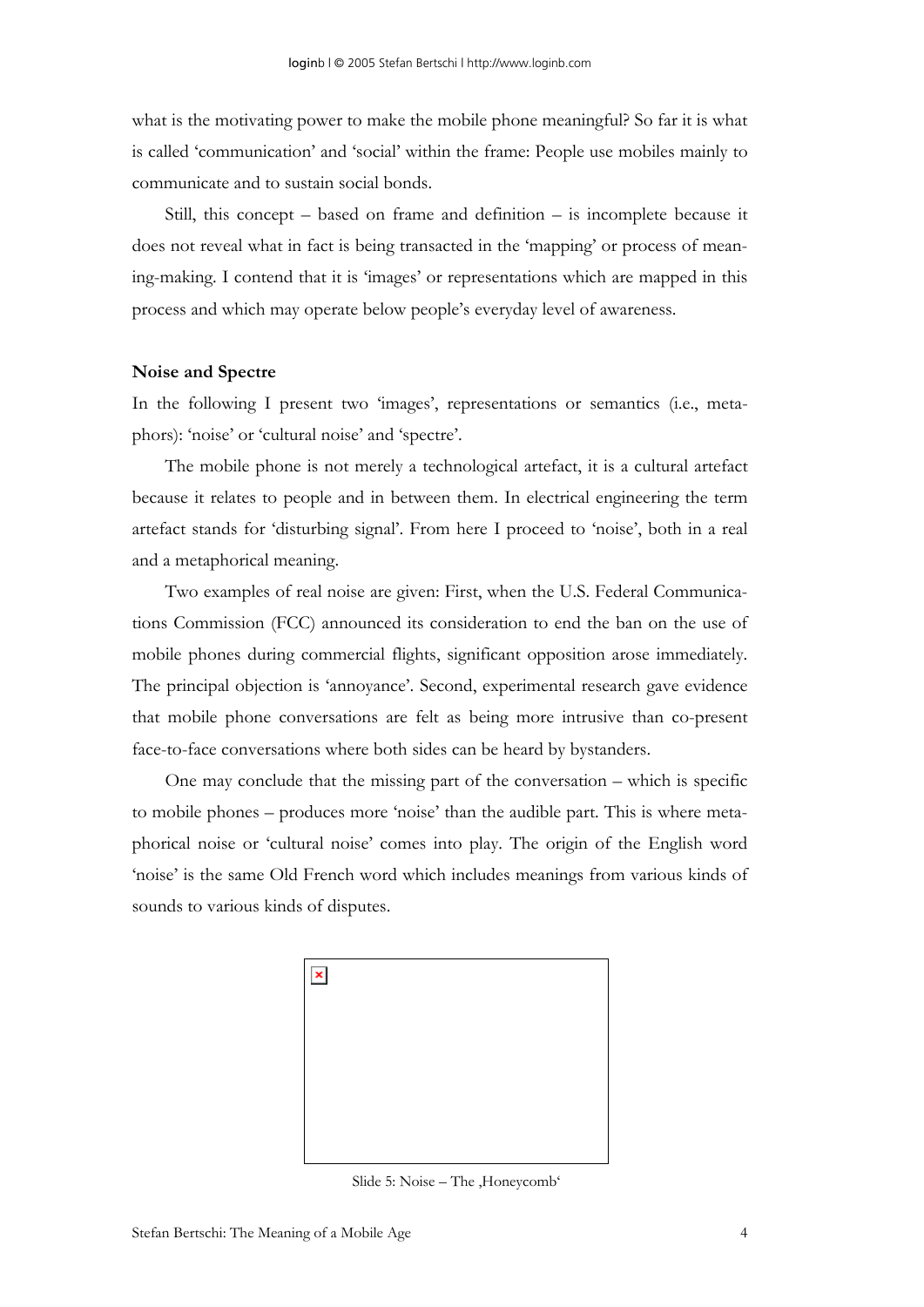what is the motivating power to make the mobile phone meaningful? So far it is what is called 'communication' and 'social' within the frame: People use mobiles mainly to communicate and to sustain social bonds.

Still, this concept – based on frame and definition – is incomplete because it does not reveal what in fact is being transacted in the 'mapping' or process of meaning-making. I contend that it is 'images' or representations which are mapped in this process and which may operate below people's everyday level of awareness.

**Noise and Spectre**

In the following I present two 'images', representations or semantics (i.e., metaphors): 'noise' or 'cultural noise' and 'spectre'.

The mobile phone is not merely a technological artefact, it is a cultural artefact because it relates to people and in between them. In electrical engineering the term artefact stands for 'disturbing signal'. From here I proceed to 'noise', both in a real and a metaphorical meaning.

Two examples of real noise are given: First, when the U.S. Federal Communications Commission (FCC) announced its consideration to end the ban on the use of mobile phones during commercial flights, significant opposition arose immediately. The principal objection is 'annoyance'. Second, experimental research gave evidence that mobile phone conversations are felt as being more intrusive than co-present face-to-face conversations where both sides can be heard by bystanders.

One may conclude that the missing part of the conversation – which is specific to mobile phones – produces more 'noise' than the audible part. This is where metaphorical noise or 'cultural noise' comes into play. The origin of the English word 'noise' is the same Old French word which includes meanings from various kinds of sounds to various kinds of disputes.

Slide 5: Noise – The ‚Honeycomb'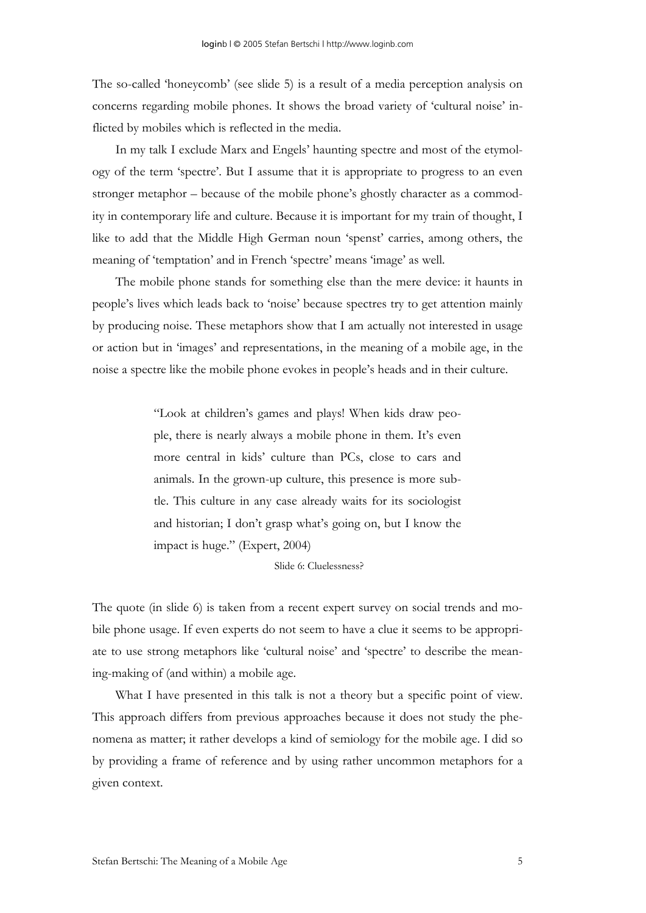The so-called 'honeycomb' (see slide 5) is a result of a media perception analysis on concerns regarding mobile phones. It shows the broad variety of 'cultural noise' inflicted by mobiles which is reflected in the media.

In my talk I exclude Marx and Engels' haunting spectre and most of the etymology of the term 'spectre'. But I assume that it is appropriate to progress to an even stronger metaphor – because of the mobile phone's ghostly character as a commodity in contemporary life and culture. Because it is important for my train of thought, I like to add that the Middle High German noun 'spenst' carries, among others, the meaning of 'temptation' and in French 'spectre' means 'image' as well.

The mobile phone stands for something else than the mere device: it haunts in people's lives which leads back to 'noise' because spectres try to get attention mainly by producing noise. These metaphors show that I am actually not interested in usage or action but in 'images' and representations, in the meaning of a mobile age, in the noise a spectre like the mobile phone evokes in people's heads and in their culture.

> "Look at children's games and plays! When kids draw people, there is nearly always a mobile phone in them. It's even more central in kids' culture than PCs, close to cars and animals. In the grown-up culture, this presence is more subtle. This culture in any case already waits for its sociologist and historian; I don't grasp what's going on, but I know the impact is huge." (Expert, 2004)

Slide 6: Cluelessness?

The quote (in slide 6) is taken from a recent expert survey on social trends and mobile phone usage. If even experts do not seem to have a clue it seems to be appropriate to use strong metaphors like 'cultural noise' and 'spectre' to describe the meaning-making of (and within) a mobile age.

What I have presented in this talk is not a theory but a specific point of view. This approach differs from previous approaches because it does not study the phenomena as matter; it rather develops a kind of semiology for the mobile age. I did so by providing a frame of reference and by using rather uncommon metaphors for a given context.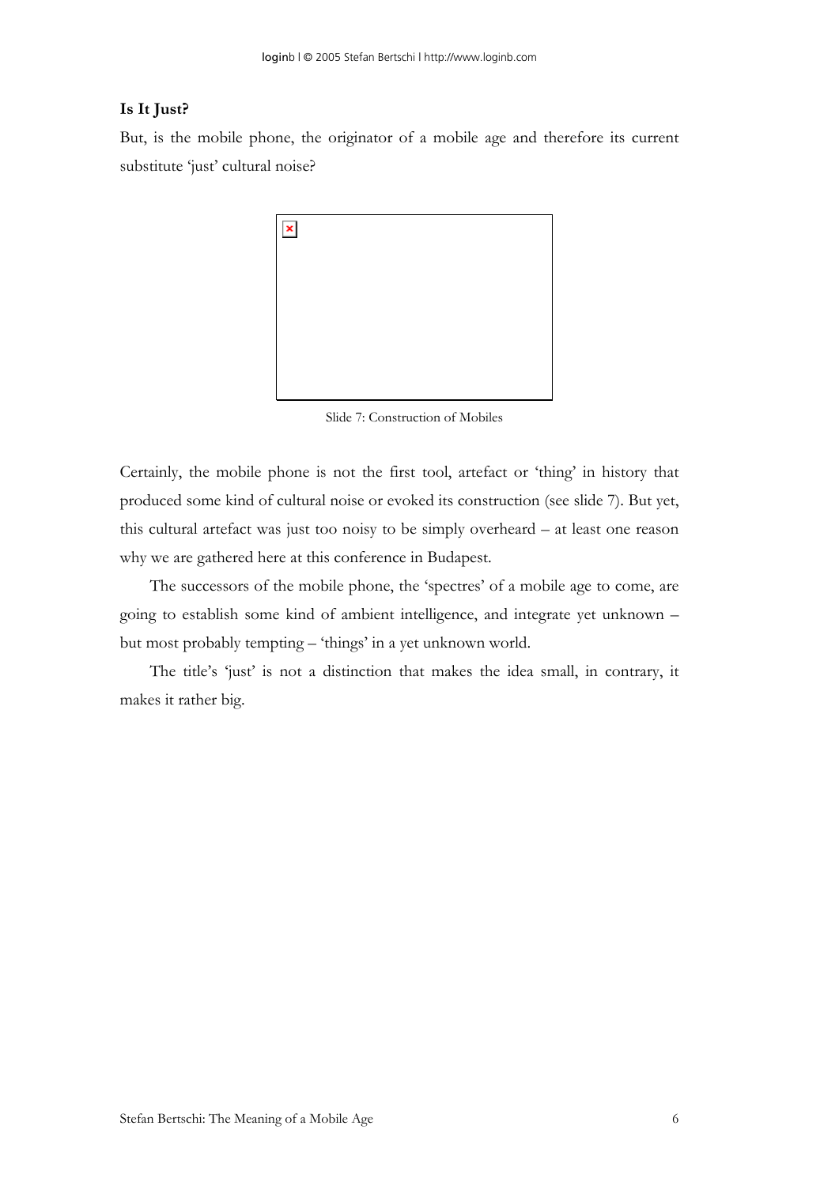### Is It Just?

But, is the mobile phone, the originator of a mobile age and therefore its current substitute 'just' cultural noise?

Slide 7: Construction of Mobiles

Certainly, the mobile phone is not the first tool, artefact or 'thing' in history that produced some kind of cultural noise or evoked its construction (see slide 7). But yet, this cultural artefact was just too noisy to be simply overheard – at least one reason why we are gathered here at this conference in Budapest.

The successors of the mobile phone, the 'spectres' of a mobile age to come, are going to establish some kind of ambient intelligence, and integrate yet unknown – but most probably tempting – 'things' in a yet unknown world.

The title's 'just' is not a distinction that makes the idea small, in contrary, it makes it rather big.